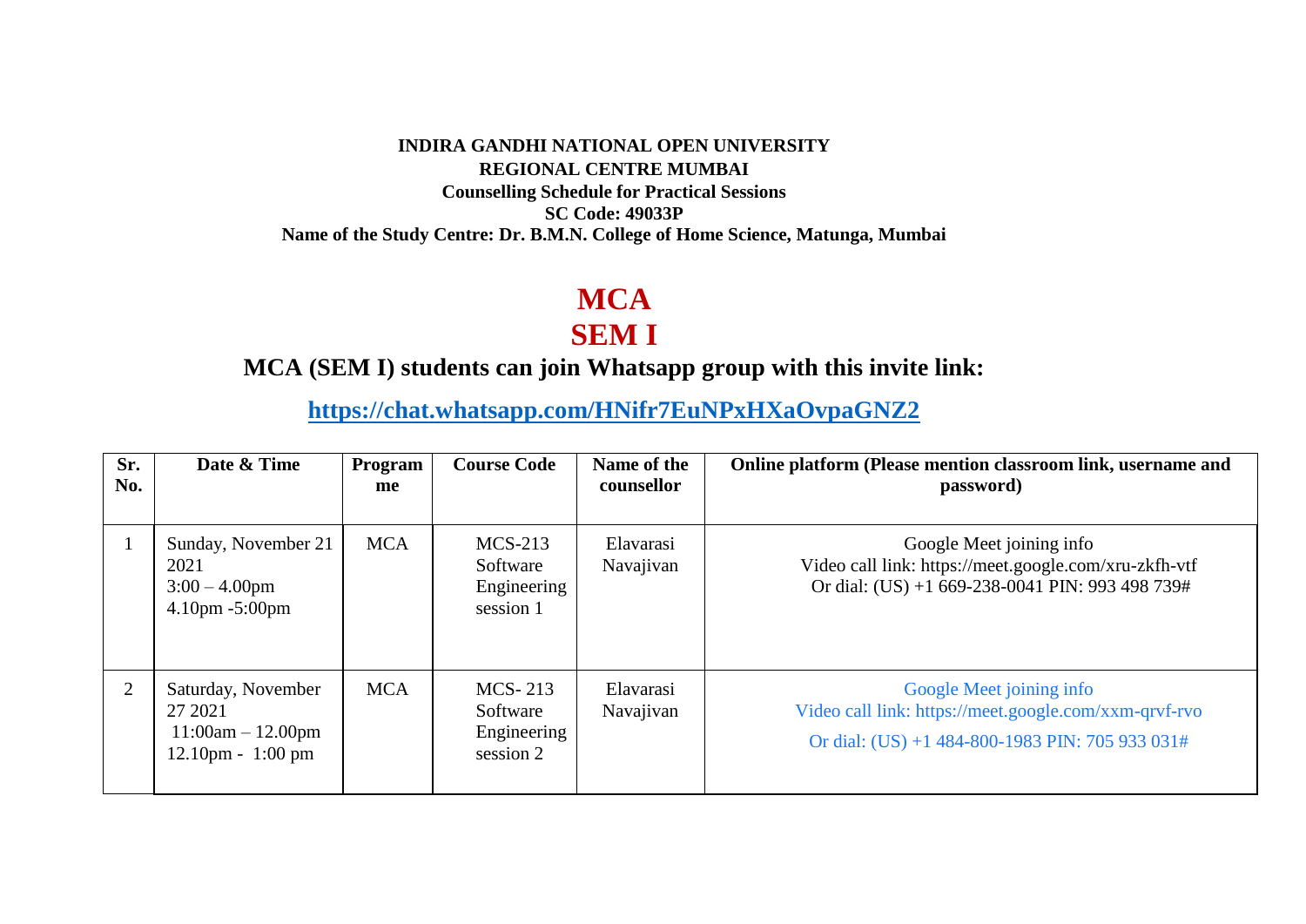**INDIRA GANDHI NATIONAL OPEN UNIVERSITY**
**REGIONAL CENTRE MUMBAI**
**Counselling Schedule for Practical Sessions**
**SC Code: 49033P**
**Name of the Study Centre: Dr. B.M.N. College of Home Science, Matunga, Mumbai**

# MCA
# SEM I

## MCA (SEM I) students can join Whatsapp group with this invite link:

**https://chat.whatsapp.com/HNifr7EuNPxHXaOvpaGNZ2**

| Sr. No. | Date & Time | Programme | Course Code | Name of the counsellor | Online platform (Please mention classroom link, username and password) |
|---|---|---|---|---|---|
| 1 | Sunday, November 21 2021<br>3:00 – 4.00pm<br>4.10pm -5:00pm | MCA | MCS-213 Software Engineering session 1 | Elavarasi Navajivan | Google Meet joining info<br>Video call link: https://meet.google.com/xru-zkfh-vtf<br>Or dial: (US) +1 669-238-0041 PIN: 993 498 739# |
| 2 | Saturday, November 27 2021<br>11:00am – 12.00pm<br>12.10pm - 1:00 pm | MCA | MCS- 213 Software Engineering session 2 | Elavarasi Navajivan | Google Meet joining info<br>Video call link: https://meet.google.com/xxm-qrvf-rvo<br>Or dial: (US) +1 484-800-1983 PIN: 705 933 031# |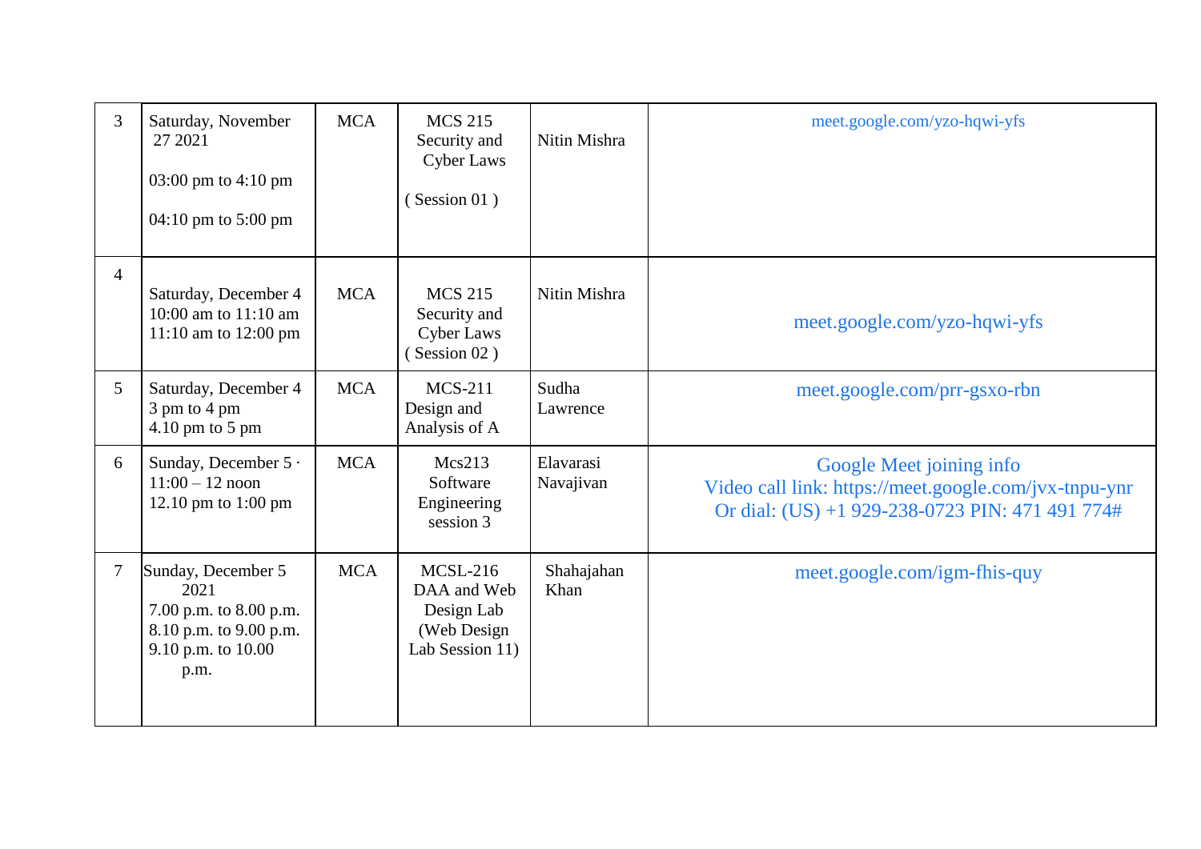| 3 | Saturday, November 27 2021<br><br>03:00 pm to 4:10 pm<br><br>04:10 pm to 5:00 pm | MCA | MCS 215 Security and Cyber Laws<br><br>( Session 01 ) | Nitin Mishra | meet.google.com/yzo-hqwi-yfs |
|---|---|---|---|---|---|
| 4 | Saturday, December 4<br>10:00 am to 11:10 am<br>11:10 am to 12:00 pm | MCA | MCS 215 Security and Cyber Laws<br>( Session 02 ) | Nitin Mishra | meet.google.com/yzo-hqwi-yfs |
| 5 | Saturday, December 4<br>3 pm to 4 pm<br>4.10 pm to 5 pm | MCA | MCS-211 Design and Analysis of A | Sudha Lawrence | meet.google.com/prr-gsxo-rbn |
| 6 | Sunday, December 5 ·<br>11:00 – 12 noon<br>12.10 pm to 1:00 pm | MCA | Mcs213 Software Engineering session 3 | Elavarasi Navajivan | Google Meet joining info<br>Video call link: https://meet.google.com/jvx-tnpu-ynr<br>Or dial: (US) +1 929-238-0723 PIN: 471 491 774# |
| 7 | Sunday, December 5 2021<br>7.00 p.m. to 8.00 p.m.<br>8.10 p.m. to 9.00 p.m.<br>9.10 p.m. to 10.00 p.m. | MCA | MCSL-216 DAA and Web Design Lab (Web Design Lab Session 11) | Shahajahan Khan | meet.google.com/igm-fhis-quy |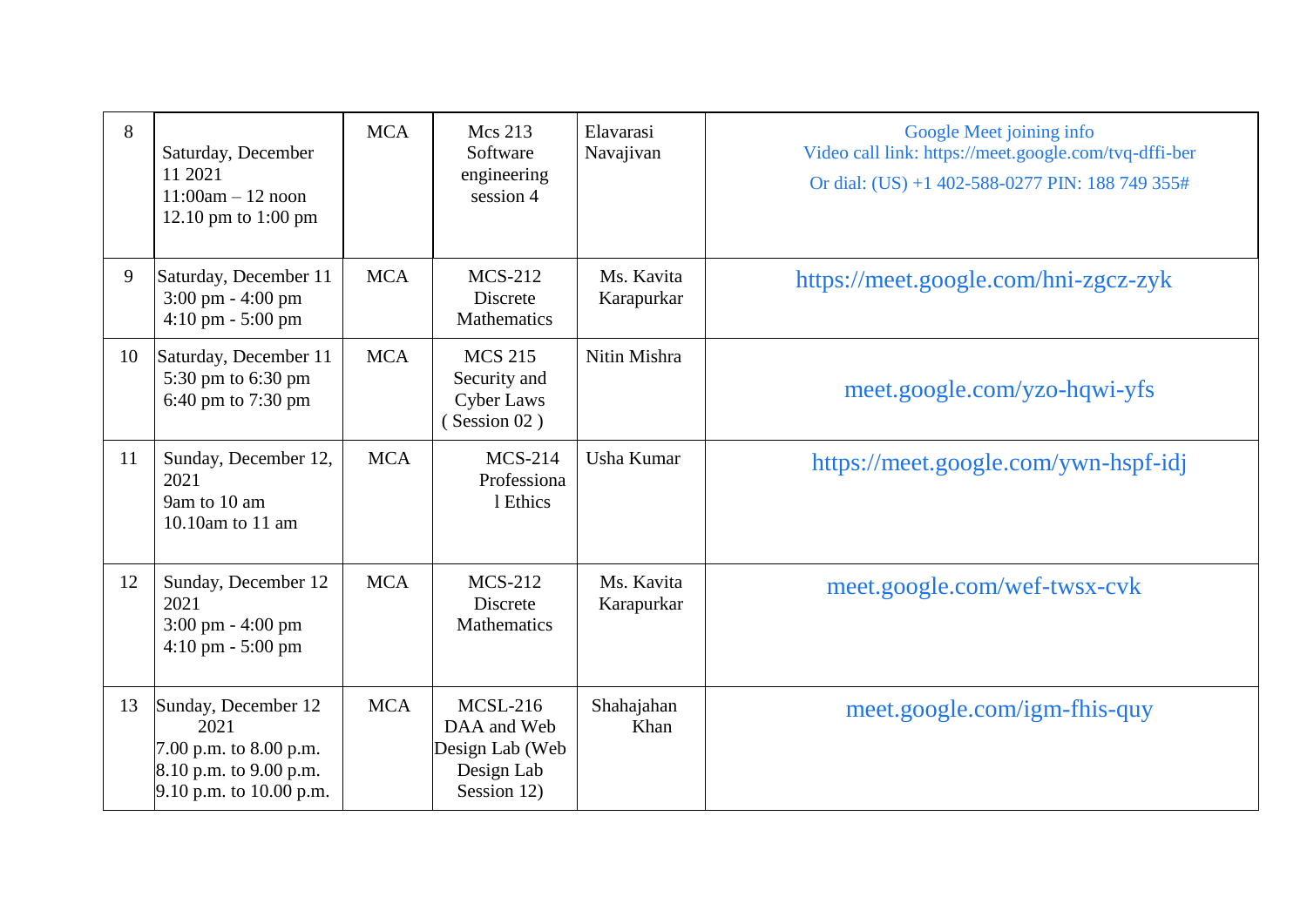| 8 | Saturday, December 11 2021<br>11:00am – 12 noon<br>12.10 pm to 1:00 pm | MCA | Mcs 213 Software engineering session 4 | Elavarasi Navajivan | Google Meet joining info<br>Video call link: https://meet.google.com/tvq-dffi-ber<br>Or dial: (US) +1 402-588-0277 PIN: 188 749 355# |
|---|---|---|---|---|---|
| 9 | Saturday, December 11<br>3:00 pm - 4:00 pm<br>4:10 pm - 5:00 pm | MCA | MCS-212 Discrete Mathematics | Ms. Kavita Karapurkar | https://meet.google.com/hni-zgcz-zyk |
| 10 | Saturday, December 11<br>5:30 pm to 6:30 pm<br>6:40 pm to 7:30 pm | MCA | MCS 215 Security and Cyber Laws ( Session 02 ) | Nitin Mishra | meet.google.com/yzo-hqwi-yfs |
| 11 | Sunday, December 12, 2021<br>9am to 10 am<br>10.10am to 11 am | MCA | MCS-214 Professional Ethics | Usha Kumar | https://meet.google.com/ywn-hspf-idj |
| 12 | Sunday, December 12 2021<br>3:00 pm - 4:00 pm<br>4:10 pm - 5:00 pm | MCA | MCS-212 Discrete Mathematics | Ms. Kavita Karapurkar | meet.google.com/wef-twsx-cvk |
| 13 | Sunday, December 12 2021<br>7.00 p.m. to 8.00 p.m.<br>8.10 p.m. to 9.00 p.m.<br>9.10 p.m. to 10.00 p.m. | MCA | MCSL-216 DAA and Web Design Lab (Web Design Lab Session 12) | Shahajahan Khan | meet.google.com/igm-fhis-quy |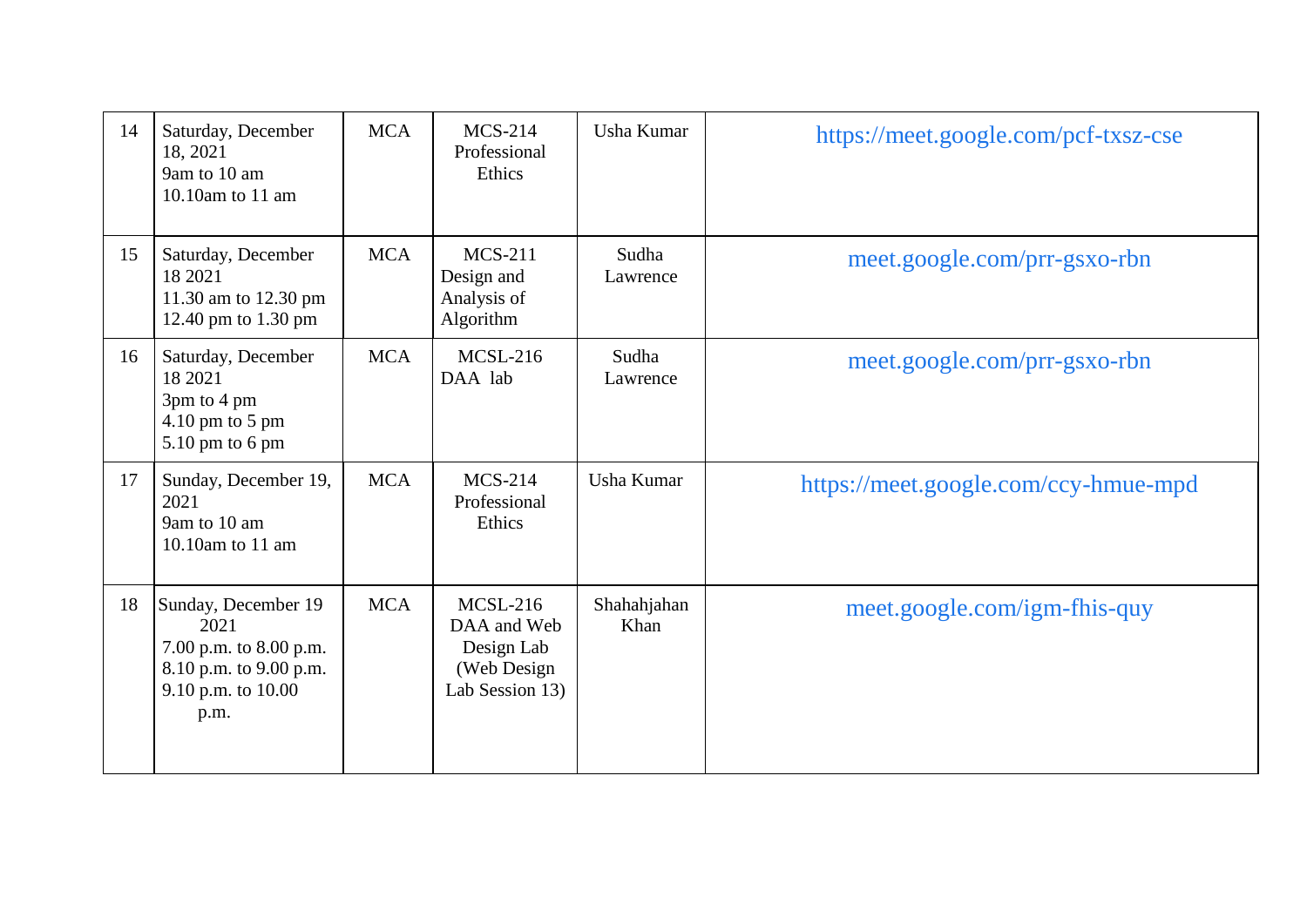| 14 | Saturday, December 18, 2021<br>9am to 10 am<br>10.10am to 11 am | MCA | MCS-214 Professional Ethics | Usha Kumar | https://meet.google.com/pcf-txsz-cse |
|---|---|---|---|---|---|
| 15 | Saturday, December 18 2021<br>11.30 am to 12.30 pm<br>12.40 pm to 1.30 pm | MCA | MCS-211 Design and Analysis of Algorithm | Sudha Lawrence | meet.google.com/prr-gsxo-rbn |
| 16 | Saturday, December 18 2021<br>3pm to 4 pm<br>4.10 pm to 5 pm<br>5.10 pm to 6 pm | MCA | MCSL-216 DAA lab | Sudha Lawrence | meet.google.com/prr-gsxo-rbn |
| 17 | Sunday, December 19, 2021<br>9am to 10 am<br>10.10am to 11 am | MCA | MCS-214 Professional Ethics | Usha Kumar | https://meet.google.com/ccy-hmue-mpd |
| 18 | Sunday, December 19 2021<br>7.00 p.m. to 8.00 p.m.<br>8.10 p.m. to 9.00 p.m.<br>9.10 p.m. to 10.00 p.m. | MCA | MCSL-216 DAA and Web Design Lab (Web Design Lab Session 13) | Shahahjahan Khan | meet.google.com/igm-fhis-quy |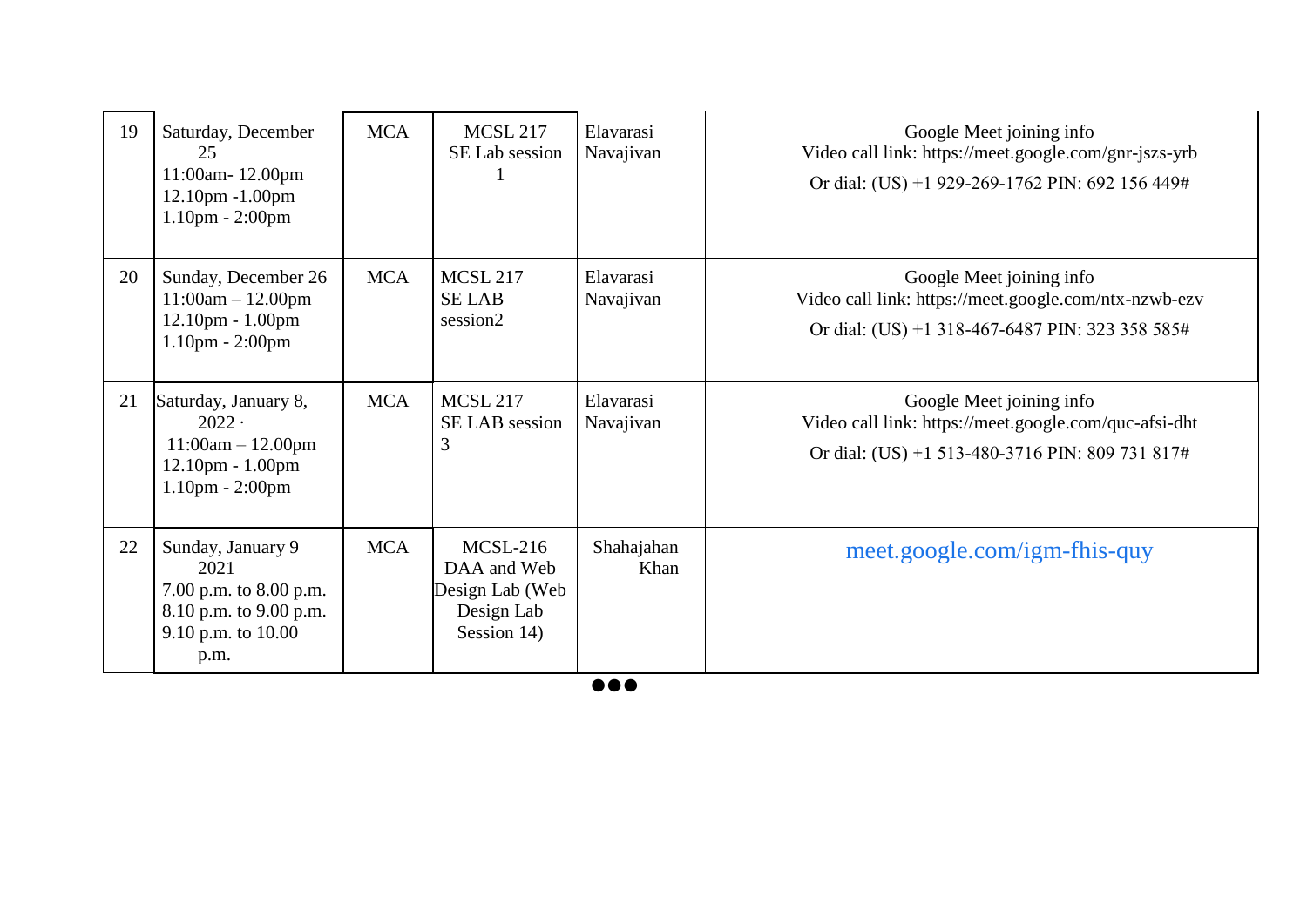| 19 | Saturday, December 25<br>11:00am- 12.00pm<br>12.10pm -1.00pm<br>1.10pm - 2:00pm | MCA | MCSL 217<br>SE Lab session 1 | Elavarasi Navajivan | Google Meet joining info<br>Video call link: https://meet.google.com/gnr-jszs-yrb<br>Or dial: (US) +1 929-269-1762 PIN: 692 156 449# |
|---|---|---|---|---|---|
| 20 | Sunday, December 26<br>11:00am – 12.00pm<br>12.10pm - 1.00pm<br>1.10pm - 2:00pm | MCA | MCSL 217<br>SE LAB session2 | Elavarasi Navajivan | Google Meet joining info<br>Video call link: https://meet.google.com/ntx-nzwb-ezv<br>Or dial: (US) +1 318-467-6487 PIN: 323 358 585# |
| 21 | Saturday, January 8, 2022 ·<br>11:00am – 12.00pm<br>12.10pm - 1.00pm<br>1.10pm - 2:00pm | MCA | MCSL 217<br>SE LAB session 3 | Elavarasi Navajivan | Google Meet joining info<br>Video call link: https://meet.google.com/quc-afsi-dht<br>Or dial: (US) +1 513-480-3716 PIN: 809 731 817# |
| 22 | Sunday, January 9 2021<br>7.00 p.m. to 8.00 p.m.<br>8.10 p.m. to 9.00 p.m.<br>9.10 p.m. to 10.00 p.m. | MCA | MCSL-216<br>DAA and Web Design Lab (Web Design Lab Session 14) | Shahajahan Khan | meet.google.com/igm-fhis-quy |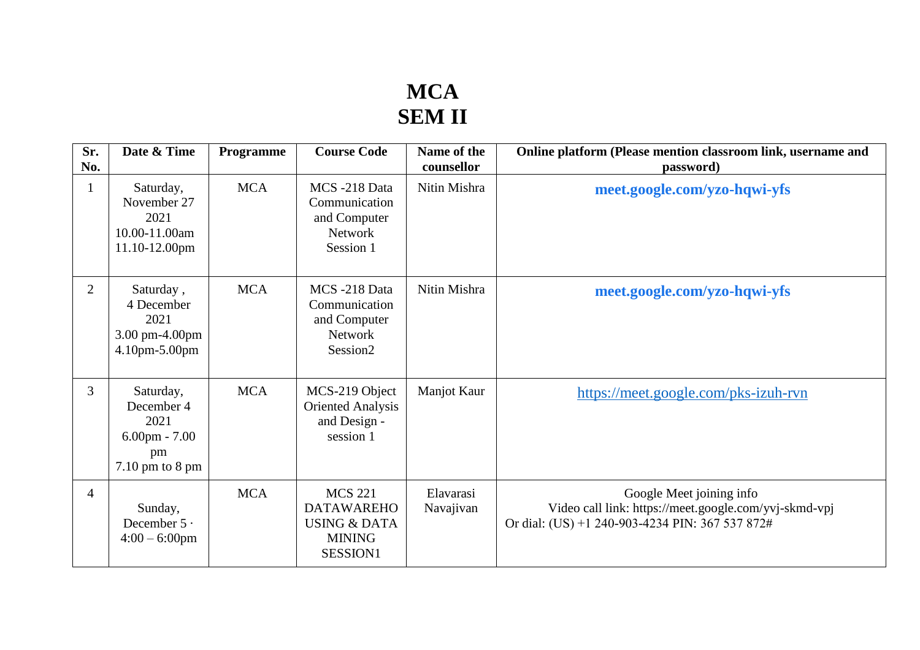# MCA
# SEM II

| Sr. No. | Date & Time | Programme | Course Code | Name of the counsellor | Online platform (Please mention classroom link, username and password) |
|---|---|---|---|---|---|
| 1 | Saturday, November 27 2021 10.00-11.00am 11.10-12.00pm | MCA | MCS -218 Data Communication and Computer Network Session 1 | Nitin Mishra | **meet.google.com/yzo-hqwi-yfs** |
| 2 | Saturday , 4 December 2021 3.00 pm-4.00pm 4.10pm-5.00pm | MCA | MCS -218 Data Communication and Computer Network Session2 | Nitin Mishra | **meet.google.com/yzo-hqwi-yfs** |
| 3 | Saturday, December 4 2021 6.00pm - 7.00 pm 7.10 pm to 8 pm | MCA | MCS-219 Object Oriented Analysis and Design - session 1 | Manjot Kaur | https://meet.google.com/pks-izuh-rvn |
| 4 | Sunday, December 5 · 4:00 – 6:00pm | MCA | MCS 221 DATAWAREHO USING & DATA MINING SESSION1 | Elavarasi Navajivan | Google Meet joining info Video call link: https://meet.google.com/yvj-skmd-vpj Or dial: (US) +1 240-903-4234 PIN: 367 537 872# |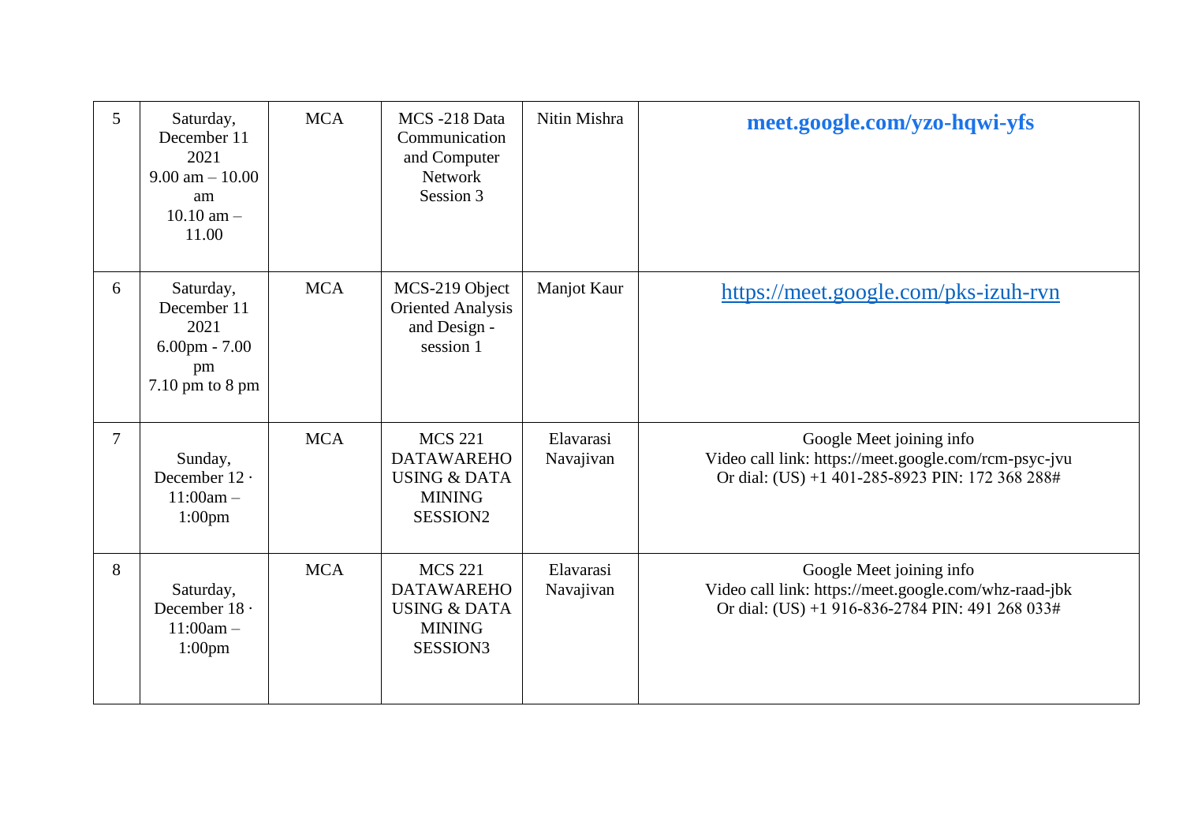| 5 | Saturday, December 11 2021 9.00 am – 10.00 am 10.10 am – 11.00 | MCA | MCS -218 Data Communication and Computer Network Session 3 | Nitin Mishra | **meet.google.com/yzo-hqwi-yfs** |
|---|---|---|---|---|---|
| 6 | Saturday, December 11 2021 6.00pm - 7.00 pm 7.10 pm to 8 pm | MCA | MCS-219 Object Oriented Analysis and Design - session 1 | Manjot Kaur | https://meet.google.com/pks-izuh-rvn |
| 7 | Sunday, December 12 · 11:00am – 1:00pm | MCA | MCS 221 DATAWAREHO USING & DATA MINING SESSION2 | Elavarasi Navajivan | Google Meet joining info Video call link: https://meet.google.com/rcm-psyc-jvu Or dial: (US) +1 401-285-8923 PIN: 172 368 288# |
| 8 | Saturday, December 18 · 11:00am – 1:00pm | MCA | MCS 221 DATAWAREHO USING & DATA MINING SESSION3 | Elavarasi Navajivan | Google Meet joining info Video call link: https://meet.google.com/whz-raad-jbk Or dial: (US) +1 916-836-2784 PIN: 491 268 033# |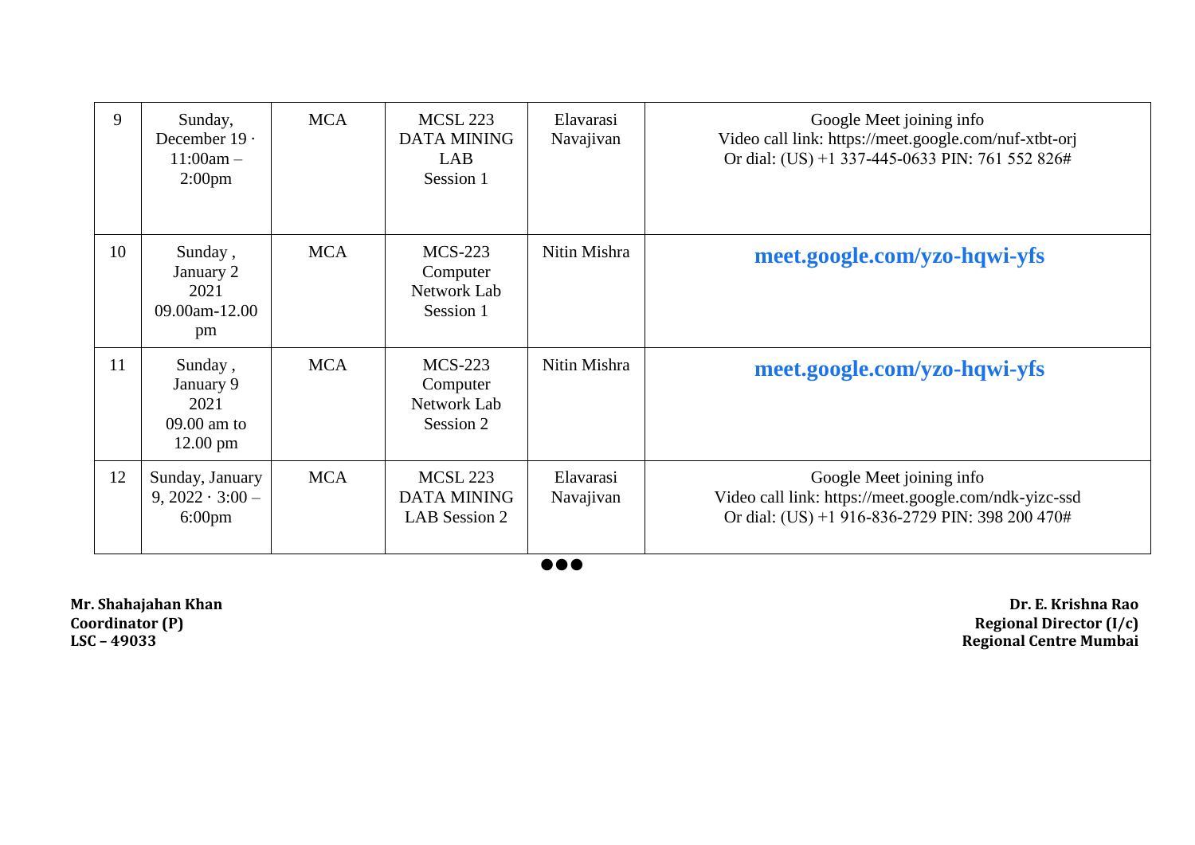| | | | | | |
|---|---|---|---|---|---|
| 9 | Sunday, December 19 · 11:00am – 2:00pm | MCA | MCSL 223 DATA MINING LAB Session 1 | Elavarasi Navajivan | Google Meet joining info<br>Video call link: https://meet.google.com/nuf-xtbt-orj<br>Or dial: (US) +1 337-445-0633 PIN: 761 552 826# |
| 10 | Sunday , January 2 2021 09.00am-12.00 pm | MCA | MCS-223 Computer Network Lab Session 1 | Nitin Mishra | **meet.google.com/yzo-hqwi-yfs** |
| 11 | Sunday , January 9 2021 09.00 am to 12.00 pm | MCA | MCS-223 Computer Network Lab Session 2 | Nitin Mishra | **meet.google.com/yzo-hqwi-yfs** |
| 12 | Sunday, January 9, 2022 · 3:00 – 6:00pm | MCA | MCSL 223 DATA MINING LAB Session 2 | Elavarasi Navajivan | Google Meet joining info<br>Video call link: https://meet.google.com/ndk-yizc-ssd<br>Or dial: (US) +1 916-836-2729 PIN: 398 200 470# |

●●●

**Mr. Shahajahan Khan**
**Coordinator (P)**
**LSC – 49033**

**Dr. E. Krishna Rao**
**Regional Director (I/c)**
**Regional Centre Mumbai**